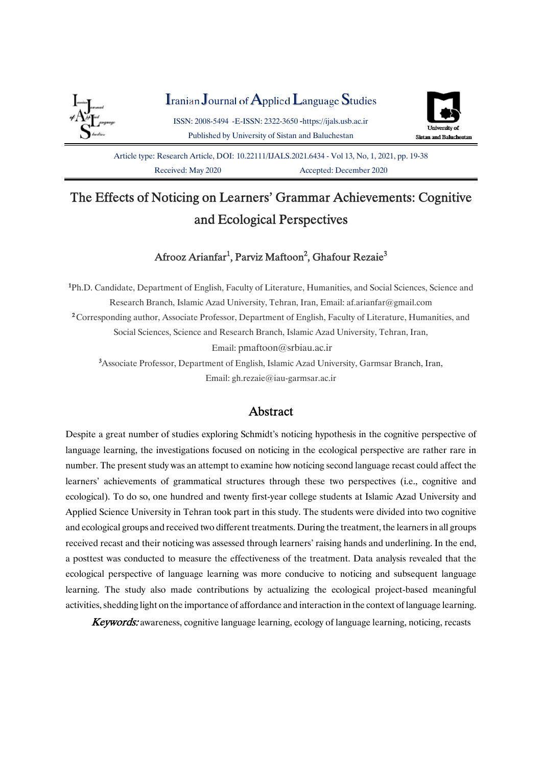# The Effects of Noticing on Learners' Grammar Achievements: Cognitive and Ecological Perspectives

Afrooz Arianfar[1], Parviz Maftoon[2], Ghafour Rezaie[3]

[1]Ph.D. Candidate, Department of English, Faculty of Literature, Humanities, and Social Sciences, Science and Research Branch, Islamic Azad University, Tehran, Iran, Email: af.arianfar@gmail.com

[2]Corresponding author, Associate Professor, Department of English, Faculty of Literature, Humanities, and Social Sciences, Science and Research Branch, Islamic Azad University, Tehran, Iran, Email: pmaftoon@srbiau.ac.ir

[3]Associate Professor, Department of English, Islamic Azad University, Garmsar Branch, Iran, Email: gh.rezaie@iau-garmsar.ac.ir

## Abstract

Despite a great number of studies exploring Schmidt's noticing hypothesis in the cognitive perspective of language learning, the investigations focused on noticing in the ecological perspective are rather rare in number. The present study was an attempt to examine how noticing second language recast could affect the learners' achievements of grammatical structures through these two perspectives (i.e., cognitive and ecological). To do so, one hundred and twenty first-year college students at Islamic Azad University and Applied Science University in Tehran took part in this study. The students were divided into two cognitive and ecological groups and received two different treatments. During the treatment, the learners in all groups received recast and their noticing was assessed through learners' raising hands and underlining. In the end, a posttest was conducted to measure the effectiveness of the treatment. Data analysis revealed that the ecological perspective of language learning was more conducive to noticing and subsequent language learning. The study also made contributions by actualizing the ecological project-based meaningful activities, shedding light on the importance of affordance and interaction in the context of language learning.

***Keywords:*** awareness, cognitive language learning, ecology of language learning, noticing, recasts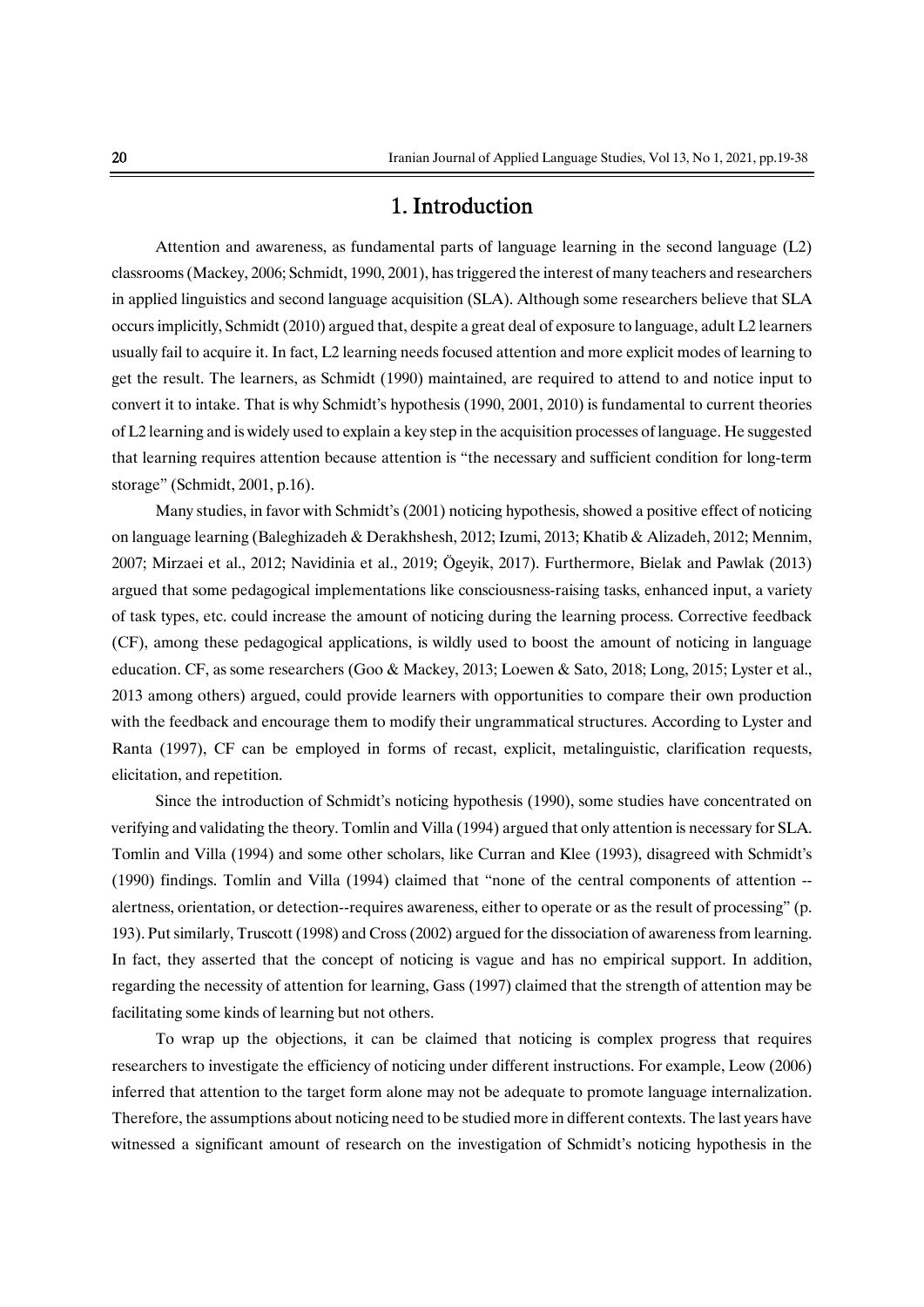# 1. Introduction

Attention and awareness, as fundamental parts of language learning in the second language (L2) classrooms (Mackey, 2006; Schmidt, 1990, 2001), has triggered the interest of many teachers and researchers in applied linguistics and second language acquisition (SLA). Although some researchers believe that SLA occurs implicitly, Schmidt (2010) argued that, despite a great deal of exposure to language, adult L2 learners usually fail to acquire it. In fact, L2 learning needs focused attention and more explicit modes of learning to get the result. The learners, as Schmidt (1990) maintained, are required to attend to and notice input to convert it to intake. That is why Schmidt's hypothesis (1990, 2001, 2010) is fundamental to current theories of L2 learning and is widely used to explain a key step in the acquisition processes of language. He suggested that learning requires attention because attention is "the necessary and sufficient condition for long-term storage" (Schmidt, 2001, p.16).

Many studies, in favor with Schmidt's (2001) noticing hypothesis, showed a positive effect of noticing on language learning (Baleghizadeh & Derakhshesh, 2012; Izumi, 2013; Khatib & Alizadeh, 2012; Mennim, 2007; Mirzaei et al., 2012; Navidinia et al., 2019; Ögeyik, 2017). Furthermore, Bielak and Pawlak (2013) argued that some pedagogical implementations like consciousness-raising tasks, enhanced input, a variety of task types, etc. could increase the amount of noticing during the learning process. Corrective feedback (CF), among these pedagogical applications, is wildly used to boost the amount of noticing in language education. CF, as some researchers (Goo & Mackey, 2013; Loewen & Sato, 2018; Long, 2015; Lyster et al., 2013 among others) argued, could provide learners with opportunities to compare their own production with the feedback and encourage them to modify their ungrammatical structures. According to Lyster and Ranta (1997), CF can be employed in forms of recast, explicit, metalinguistic, clarification requests, elicitation, and repetition.

Since the introduction of Schmidt's noticing hypothesis (1990), some studies have concentrated on verifying and validating the theory. Tomlin and Villa (1994) argued that only attention is necessary for SLA. Tomlin and Villa (1994) and some other scholars, like Curran and Klee (1993), disagreed with Schmidt's (1990) findings. Tomlin and Villa (1994) claimed that "none of the central components of attention --alertness, orientation, or detection--requires awareness, either to operate or as the result of processing" (p. 193). Put similarly, Truscott (1998) and Cross (2002) argued for the dissociation of awareness from learning. In fact, they asserted that the concept of noticing is vague and has no empirical support. In addition, regarding the necessity of attention for learning, Gass (1997) claimed that the strength of attention may be facilitating some kinds of learning but not others.

To wrap up the objections, it can be claimed that noticing is complex progress that requires researchers to investigate the efficiency of noticing under different instructions. For example, Leow (2006) inferred that attention to the target form alone may not be adequate to promote language internalization. Therefore, the assumptions about noticing need to be studied more in different contexts. The last years have witnessed a significant amount of research on the investigation of Schmidt's noticing hypothesis in the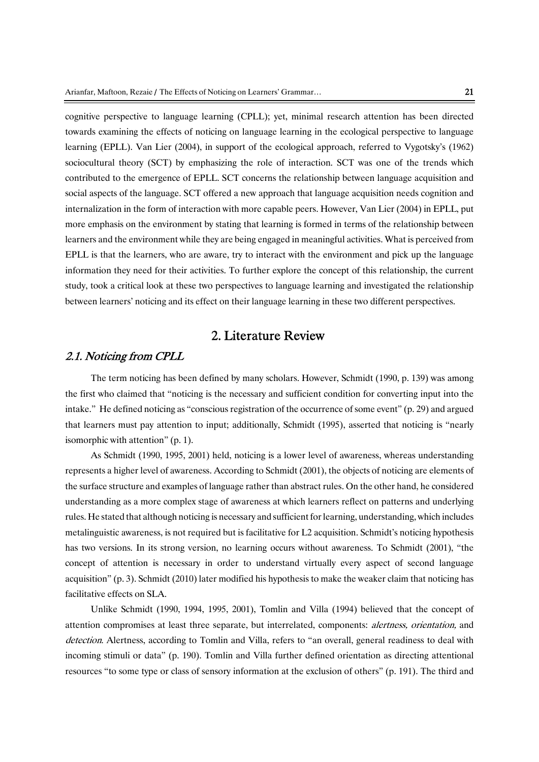cognitive perspective to language learning (CPLL); yet, minimal research attention has been directed towards examining the effects of noticing on language learning in the ecological perspective to language learning (EPLL). Van Lier (2004), in support of the ecological approach, referred to Vygotsky's (1962) sociocultural theory (SCT) by emphasizing the role of interaction. SCT was one of the trends which contributed to the emergence of EPLL. SCT concerns the relationship between language acquisition and social aspects of the language. SCT offered a new approach that language acquisition needs cognition and internalization in the form of interaction with more capable peers. However, Van Lier (2004) in EPLL, put more emphasis on the environment by stating that learning is formed in terms of the relationship between learners and the environment while they are being engaged in meaningful activities. What is perceived from EPLL is that the learners, who are aware, try to interact with the environment and pick up the language information they need for their activities. To further explore the concept of this relationship, the current study, took a critical look at these two perspectives to language learning and investigated the relationship between learners' noticing and its effect on their language learning in these two different perspectives.

## 2. Literature Review

### *2.1. Noticing from CPLL*

The term noticing has been defined by many scholars. However, Schmidt (1990, p. 139) was among the first who claimed that "noticing is the necessary and sufficient condition for converting input into the intake." He defined noticing as "conscious registration of the occurrence of some event" (p. 29) and argued that learners must pay attention to input; additionally, Schmidt (1995), asserted that noticing is "nearly isomorphic with attention" (p. 1).

As Schmidt (1990, 1995, 2001) held, noticing is a lower level of awareness, whereas understanding represents a higher level of awareness. According to Schmidt (2001), the objects of noticing are elements of the surface structure and examples of language rather than abstract rules. On the other hand, he considered understanding as a more complex stage of awareness at which learners reflect on patterns and underlying rules. He stated that although noticing is necessary and sufficient for learning, understanding, which includes metalinguistic awareness, is not required but is facilitative for L2 acquisition. Schmidt's noticing hypothesis has two versions. In its strong version, no learning occurs without awareness. To Schmidt (2001), "the concept of attention is necessary in order to understand virtually every aspect of second language acquisition" (p. 3). Schmidt (2010) later modified his hypothesis to make the weaker claim that noticing has facilitative effects on SLA.

Unlike Schmidt (1990, 1994, 1995, 2001), Tomlin and Villa (1994) believed that the concept of attention compromises at least three separate, but interrelated, components: *alertness, orientation,* and *detection*. Alertness, according to Tomlin and Villa, refers to "an overall, general readiness to deal with incoming stimuli or data" (p. 190). Tomlin and Villa further defined orientation as directing attentional resources "to some type or class of sensory information at the exclusion of others" (p. 191). The third and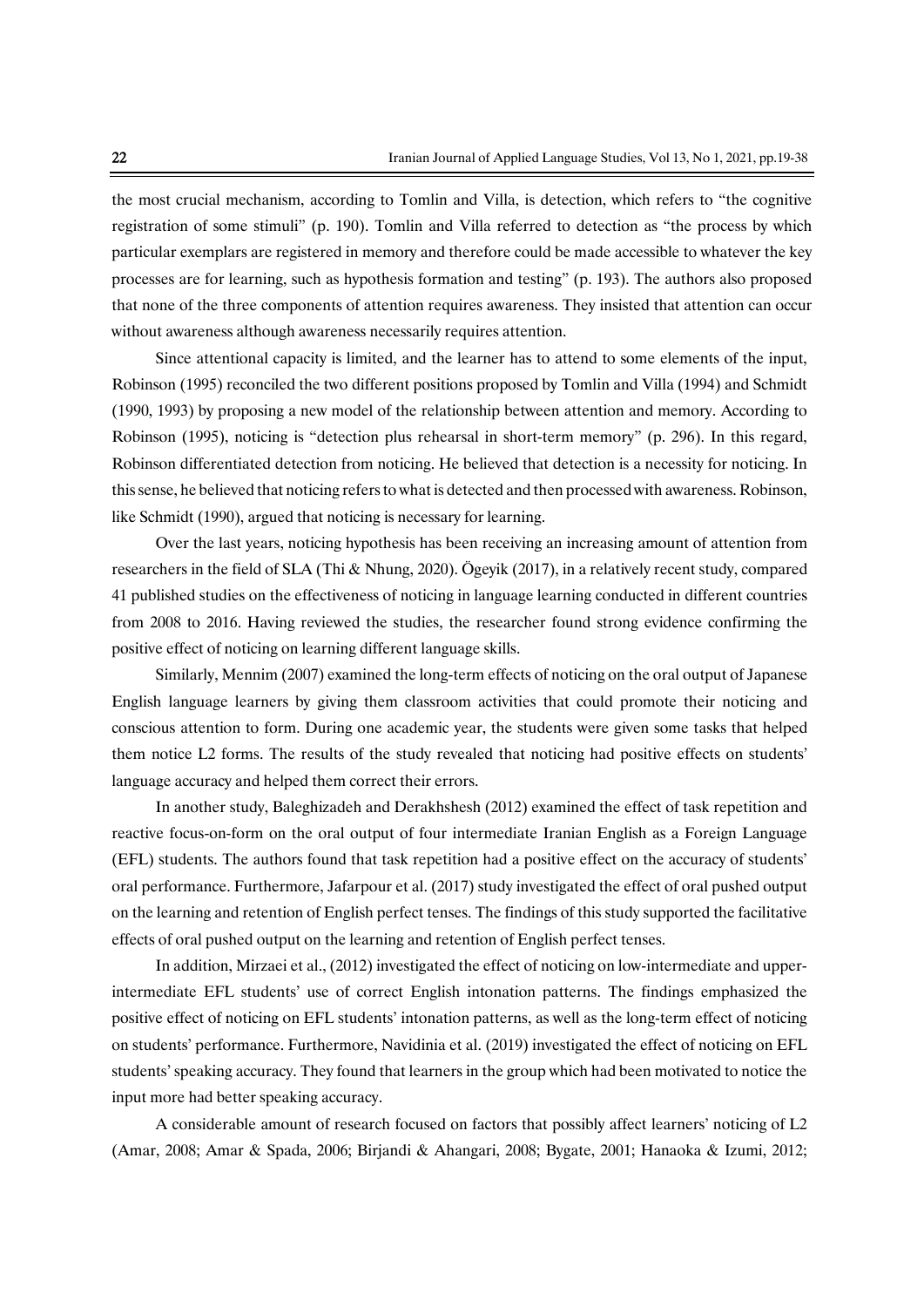the most crucial mechanism, according to Tomlin and Villa, is detection, which refers to "the cognitive registration of some stimuli" (p. 190). Tomlin and Villa referred to detection as "the process by which particular exemplars are registered in memory and therefore could be made accessible to whatever the key processes are for learning, such as hypothesis formation and testing" (p. 193). The authors also proposed that none of the three components of attention requires awareness. They insisted that attention can occur without awareness although awareness necessarily requires attention.

Since attentional capacity is limited, and the learner has to attend to some elements of the input, Robinson (1995) reconciled the two different positions proposed by Tomlin and Villa (1994) and Schmidt (1990, 1993) by proposing a new model of the relationship between attention and memory. According to Robinson (1995), noticing is "detection plus rehearsal in short-term memory" (p. 296). In this regard, Robinson differentiated detection from noticing. He believed that detection is a necessity for noticing. In this sense, he believed that noticing refers to what is detected and then processed with awareness. Robinson, like Schmidt (1990), argued that noticing is necessary for learning.

Over the last years, noticing hypothesis has been receiving an increasing amount of attention from researchers in the field of SLA (Thi & Nhung, 2020). Ögeyik (2017), in a relatively recent study, compared 41 published studies on the effectiveness of noticing in language learning conducted in different countries from 2008 to 2016. Having reviewed the studies, the researcher found strong evidence confirming the positive effect of noticing on learning different language skills.

Similarly, Mennim (2007) examined the long-term effects of noticing on the oral output of Japanese English language learners by giving them classroom activities that could promote their noticing and conscious attention to form. During one academic year, the students were given some tasks that helped them notice L2 forms. The results of the study revealed that noticing had positive effects on students' language accuracy and helped them correct their errors.

In another study, Baleghizadeh and Derakhshesh (2012) examined the effect of task repetition and reactive focus-on-form on the oral output of four intermediate Iranian English as a Foreign Language (EFL) students. The authors found that task repetition had a positive effect on the accuracy of students' oral performance. Furthermore, Jafarpour et al. (2017) study investigated the effect of oral pushed output on the learning and retention of English perfect tenses. The findings of this study supported the facilitative effects of oral pushed output on the learning and retention of English perfect tenses.

In addition, Mirzaei et al., (2012) investigated the effect of noticing on low-intermediate and upper-intermediate EFL students' use of correct English intonation patterns. The findings emphasized the positive effect of noticing on EFL students' intonation patterns, as well as the long-term effect of noticing on students' performance. Furthermore, Navidinia et al. (2019) investigated the effect of noticing on EFL students' speaking accuracy. They found that learners in the group which had been motivated to notice the input more had better speaking accuracy.

A considerable amount of research focused on factors that possibly affect learners' noticing of L2 (Amar, 2008; Amar & Spada, 2006; Birjandi & Ahangari, 2008; Bygate, 2001; Hanaoka & Izumi, 2012;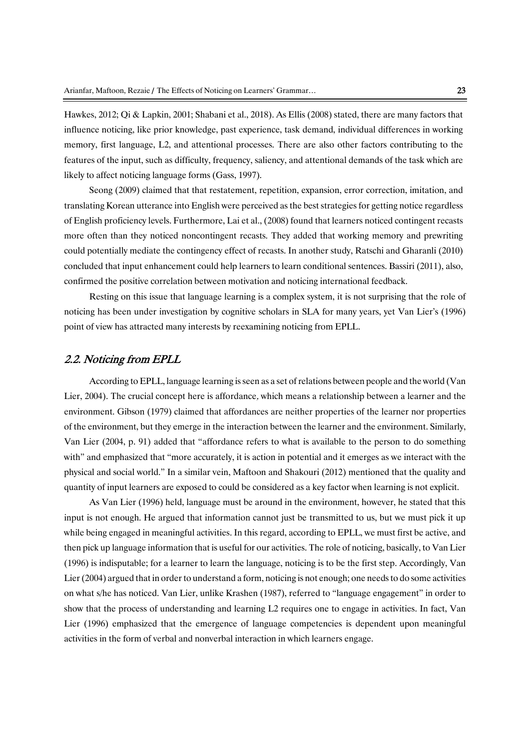Hawkes, 2012; Qi & Lapkin, 2001; Shabani et al., 2018). As Ellis (2008) stated, there are many factors that influence noticing, like prior knowledge, past experience, task demand, individual differences in working memory, first language, L2, and attentional processes. There are also other factors contributing to the features of the input, such as difficulty, frequency, saliency, and attentional demands of the task which are likely to affect noticing language forms (Gass, 1997).

Seong (2009) claimed that that restatement, repetition, expansion, error correction, imitation, and translating Korean utterance into English were perceived as the best strategies for getting notice regardless of English proficiency levels. Furthermore, Lai et al., (2008) found that learners noticed contingent recasts more often than they noticed noncontingent recasts. They added that working memory and prewriting could potentially mediate the contingency effect of recasts. In another study, Ratschi and Gharanli (2010) concluded that input enhancement could help learners to learn conditional sentences. Bassiri (2011), also, confirmed the positive correlation between motivation and noticing international feedback.

Resting on this issue that language learning is a complex system, it is not surprising that the role of noticing has been under investigation by cognitive scholars in SLA for many years, yet Van Lier's (1996) point of view has attracted many interests by reexamining noticing from EPLL.

## *2.2. Noticing from EPLL*

According to EPLL, language learning is seen as a set of relations between people and the world (Van Lier, 2004). The crucial concept here is affordance*,* which means a relationship between a learner and the environment. Gibson (1979) claimed that affordances are neither properties of the learner nor properties of the environment, but they emerge in the interaction between the learner and the environment. Similarly, Van Lier (2004, p. 91) added that "affordance refers to what is available to the person to do something with" and emphasized that "more accurately, it is action in potential and it emerges as we interact with the physical and social world." In a similar vein, Maftoon and Shakouri (2012) mentioned that the quality and quantity of input learners are exposed to could be considered as a key factor when learning is not explicit.

As Van Lier (1996) held, language must be around in the environment, however, he stated that this input is not enough. He argued that information cannot just be transmitted to us, but we must pick it up while being engaged in meaningful activities. In this regard, according to EPLL, we must first be active, and then pick up language information that is useful for our activities. The role of noticing, basically, to Van Lier (1996) is indisputable; for a learner to learn the language, noticing is to be the first step. Accordingly, Van Lier (2004) argued that in order to understand a form, noticing is not enough; one needs to do some activities on what s/he has noticed. Van Lier, unlike Krashen (1987), referred to "language engagement" in order to show that the process of understanding and learning L2 requires one to engage in activities. In fact, Van Lier (1996) emphasized that the emergence of language competencies is dependent upon meaningful activities in the form of verbal and nonverbal interaction in which learners engage.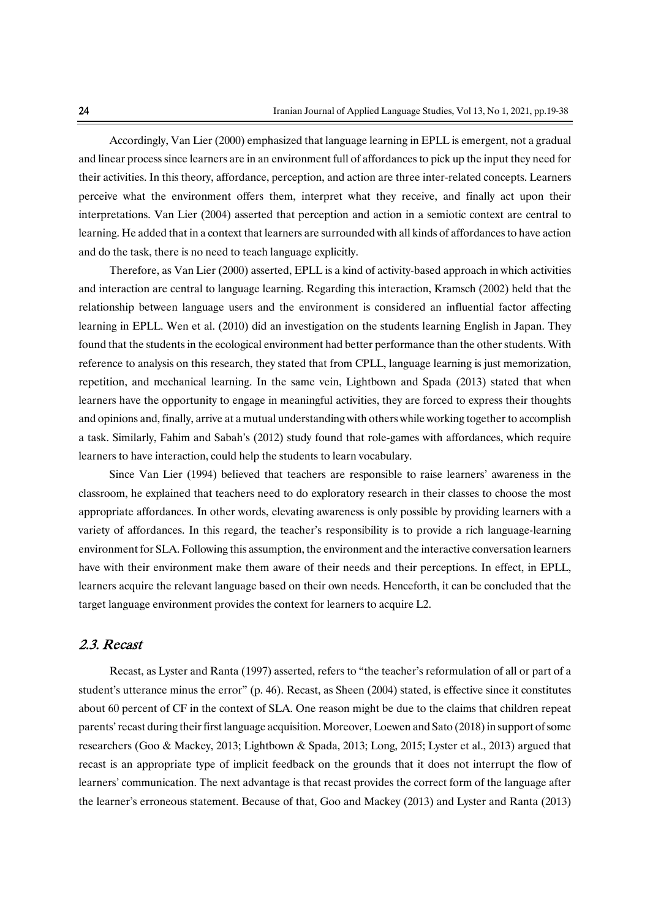Accordingly, Van Lier (2000) emphasized that language learning in EPLL is emergent, not a gradual and linear process since learners are in an environment full of affordances to pick up the input they need for their activities. In this theory, affordance, perception, and action are three inter-related concepts. Learners perceive what the environment offers them, interpret what they receive, and finally act upon their interpretations. Van Lier (2004) asserted that perception and action in a semiotic context are central to learning. He added that in a context that learners are surrounded with all kinds of affordances to have action and do the task, there is no need to teach language explicitly.

Therefore, as Van Lier (2000) asserted, EPLL is a kind of activity-based approach in which activities and interaction are central to language learning. Regarding this interaction, Kramsch (2002) held that the relationship between language users and the environment is considered an influential factor affecting learning in EPLL. Wen et al. (2010) did an investigation on the students learning English in Japan. They found that the students in the ecological environment had better performance than the other students. With reference to analysis on this research, they stated that from CPLL, language learning is just memorization, repetition, and mechanical learning. In the same vein, Lightbown and Spada (2013) stated that when learners have the opportunity to engage in meaningful activities, they are forced to express their thoughts and opinions and, finally, arrive at a mutual understanding with others while working together to accomplish a task. Similarly, Fahim and Sabah's (2012) study found that role-games with affordances, which require learners to have interaction, could help the students to learn vocabulary.

Since Van Lier (1994) believed that teachers are responsible to raise learners' awareness in the classroom, he explained that teachers need to do exploratory research in their classes to choose the most appropriate affordances. In other words, elevating awareness is only possible by providing learners with a variety of affordances. In this regard, the teacher's responsibility is to provide a rich language-learning environment for SLA. Following this assumption, the environment and the interactive conversation learners have with their environment make them aware of their needs and their perceptions. In effect, in EPLL, learners acquire the relevant language based on their own needs. Henceforth, it can be concluded that the target language environment provides the context for learners to acquire L2.

## *2.3. Recast*

Recast, as Lyster and Ranta (1997) asserted, refers to "the teacher's reformulation of all or part of a student's utterance minus the error" (p. 46). Recast, as Sheen (2004) stated, is effective since it constitutes about 60 percent of CF in the context of SLA. One reason might be due to the claims that children repeat parents' recast during their first language acquisition. Moreover, Loewen and Sato (2018) in support of some researchers (Goo & Mackey, 2013; Lightbown & Spada, 2013; Long, 2015; Lyster et al., 2013) argued that recast is an appropriate type of implicit feedback on the grounds that it does not interrupt the flow of learners' communication. The next advantage is that recast provides the correct form of the language after the learner's erroneous statement. Because of that, Goo and Mackey (2013) and Lyster and Ranta (2013)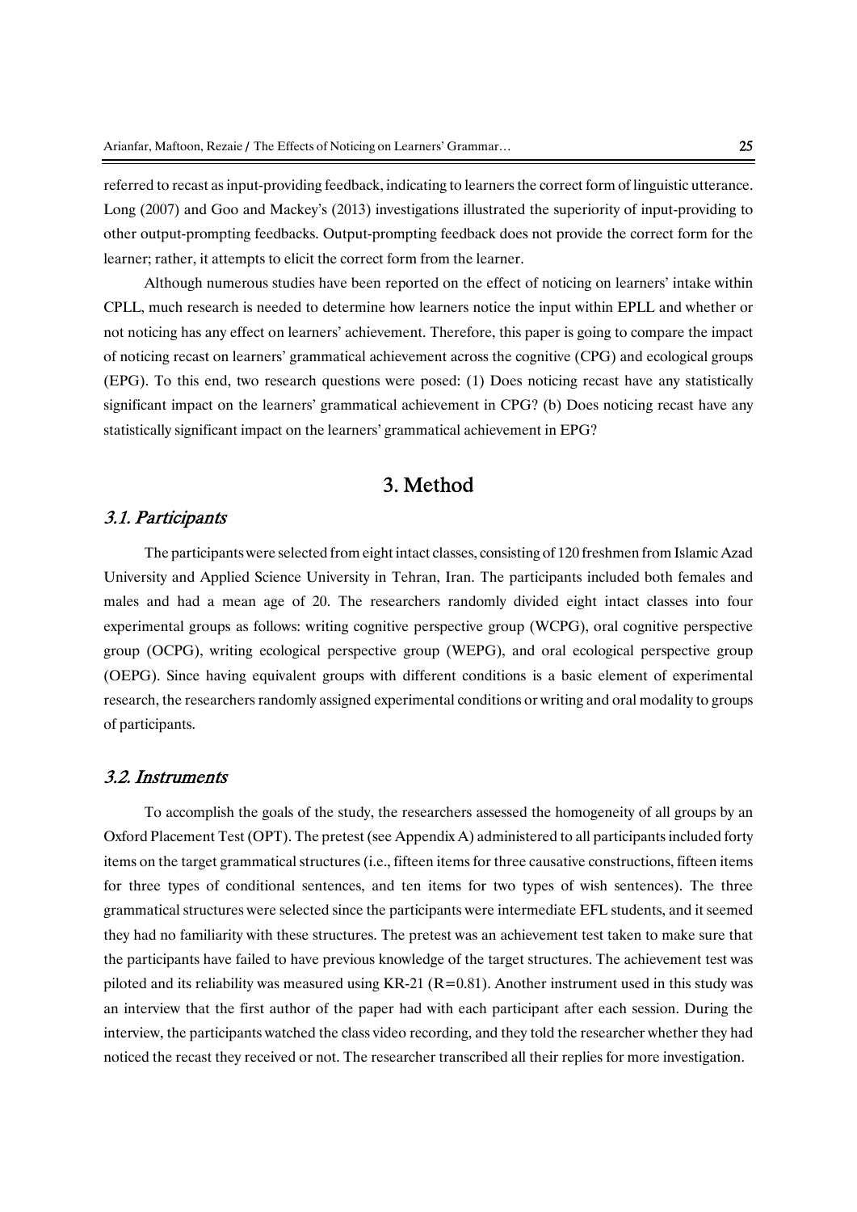referred to recast as input-providing feedback, indicating to learners the correct form of linguistic utterance. Long (2007) and Goo and Mackey's (2013) investigations illustrated the superiority of input-providing to other output-prompting feedbacks. Output-prompting feedback does not provide the correct form for the learner; rather, it attempts to elicit the correct form from the learner.

Although numerous studies have been reported on the effect of noticing on learners' intake within CPLL, much research is needed to determine how learners notice the input within EPLL and whether or not noticing has any effect on learners' achievement. Therefore, this paper is going to compare the impact of noticing recast on learners' grammatical achievement across the cognitive (CPG) and ecological groups (EPG). To this end, two research questions were posed: (1) Does noticing recast have any statistically significant impact on the learners' grammatical achievement in CPG? (b) Does noticing recast have any statistically significant impact on the learners' grammatical achievement in EPG?

## 3. Method

### *3.1. Participants*

The participants were selected from eight intact classes, consisting of 120 freshmen from Islamic Azad University and Applied Science University in Tehran, Iran. The participants included both females and males and had a mean age of 20. The researchers randomly divided eight intact classes into four experimental groups as follows: writing cognitive perspective group (WCPG), oral cognitive perspective group (OCPG), writing ecological perspective group (WEPG), and oral ecological perspective group (OEPG). Since having equivalent groups with different conditions is a basic element of experimental research, the researchers randomly assigned experimental conditions or writing and oral modality to groups of participants.

### *3.2. Instruments*

To accomplish the goals of the study, the researchers assessed the homogeneity of all groups by an Oxford Placement Test (OPT). The pretest (see Appendix A) administered to all participants included forty items on the target grammatical structures (i.e., fifteen items for three causative constructions, fifteen items for three types of conditional sentences, and ten items for two types of wish sentences). The three grammatical structures were selected since the participants were intermediate EFL students, and it seemed they had no familiarity with these structures. The pretest was an achievement test taken to make sure that the participants have failed to have previous knowledge of the target structures. The achievement test was piloted and its reliability was measured using KR-21 ($R=0.81$). Another instrument used in this study was an interview that the first author of the paper had with each participant after each session. During the interview, the participants watched the class video recording, and they told the researcher whether they had noticed the recast they received or not. The researcher transcribed all their replies for more investigation.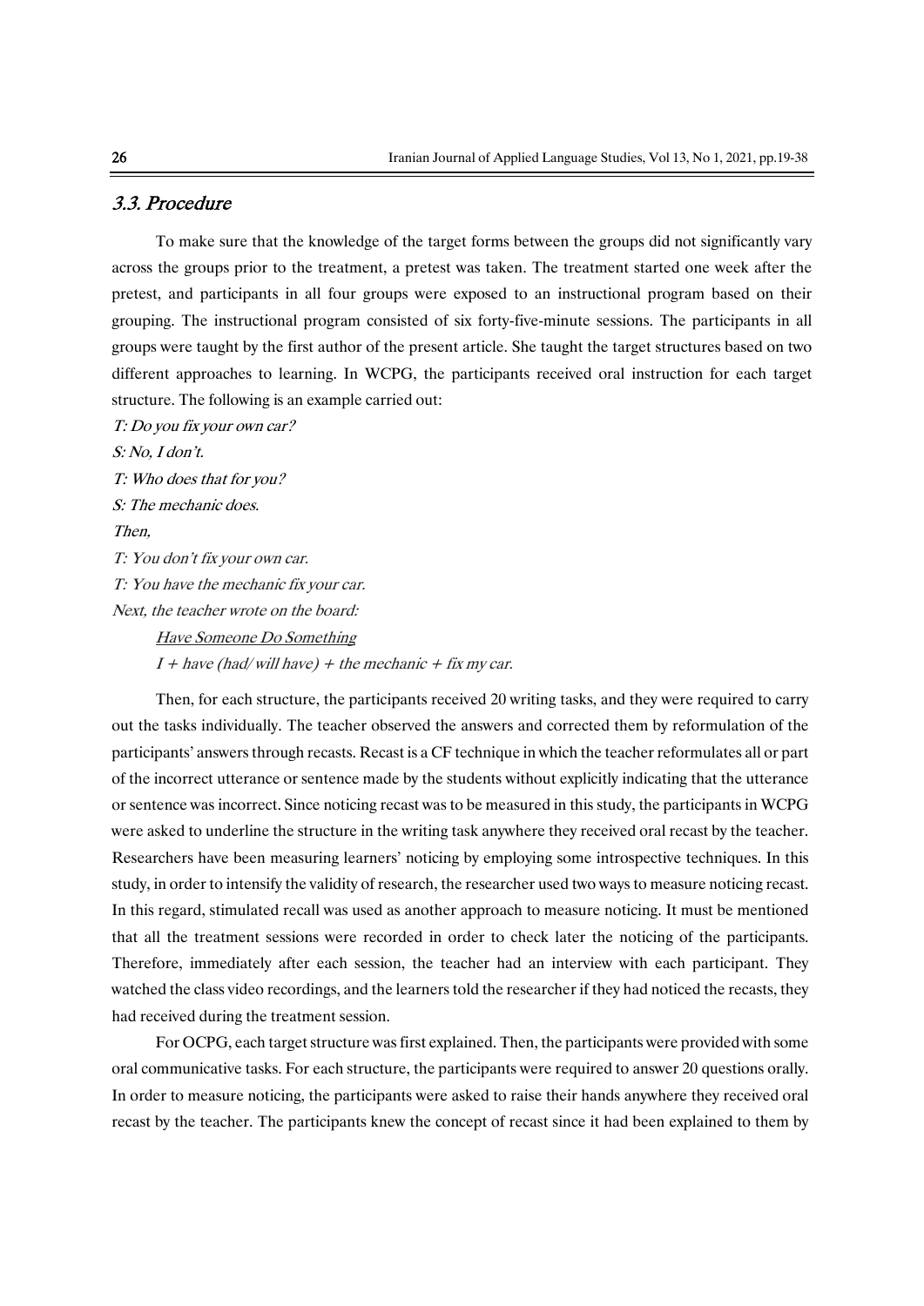### *3.3. Procedure*

To make sure that the knowledge of the target forms between the groups did not significantly vary across the groups prior to the treatment, a pretest was taken. The treatment started one week after the pretest, and participants in all four groups were exposed to an instructional program based on their grouping. The instructional program consisted of six forty-five-minute sessions. The participants in all groups were taught by the first author of the present article. She taught the target structures based on two different approaches to learning. In WCPG, the participants received oral instruction for each target structure. The following is an example carried out:

*T: Do you fix your own car?*

*S: No, I don't.*

*T: Who does that for you?*

*S: The mechanic does.*

*Then,*

*T: You don't fix your own car.*

*T: You have the mechanic fix your car.*

*Next, the teacher wrote on the board:*

*Have Someone Do Something*

*I + have (had/ will have) + the mechanic + fix my car.*

Then, for each structure, the participants received 20 writing tasks, and they were required to carry out the tasks individually. The teacher observed the answers and corrected them by reformulation of the participants' answers through recasts. Recast is a CF technique in which the teacher reformulates all or part of the incorrect utterance or sentence made by the students without explicitly indicating that the utterance or sentence was incorrect. Since noticing recast was to be measured in this study, the participants in WCPG were asked to underline the structure in the writing task anywhere they received oral recast by the teacher. Researchers have been measuring learners' noticing by employing some introspective techniques. In this study, in order to intensify the validity of research, the researcher used two ways to measure noticing recast. In this regard, stimulated recall was used as another approach to measure noticing. It must be mentioned that all the treatment sessions were recorded in order to check later the noticing of the participants. Therefore, immediately after each session, the teacher had an interview with each participant. They watched the class video recordings, and the learners told the researcher if they had noticed the recasts, they had received during the treatment session.

For OCPG, each target structure was first explained. Then, the participants were provided with some oral communicative tasks. For each structure, the participants were required to answer 20 questions orally. In order to measure noticing, the participants were asked to raise their hands anywhere they received oral recast by the teacher. The participants knew the concept of recast since it had been explained to them by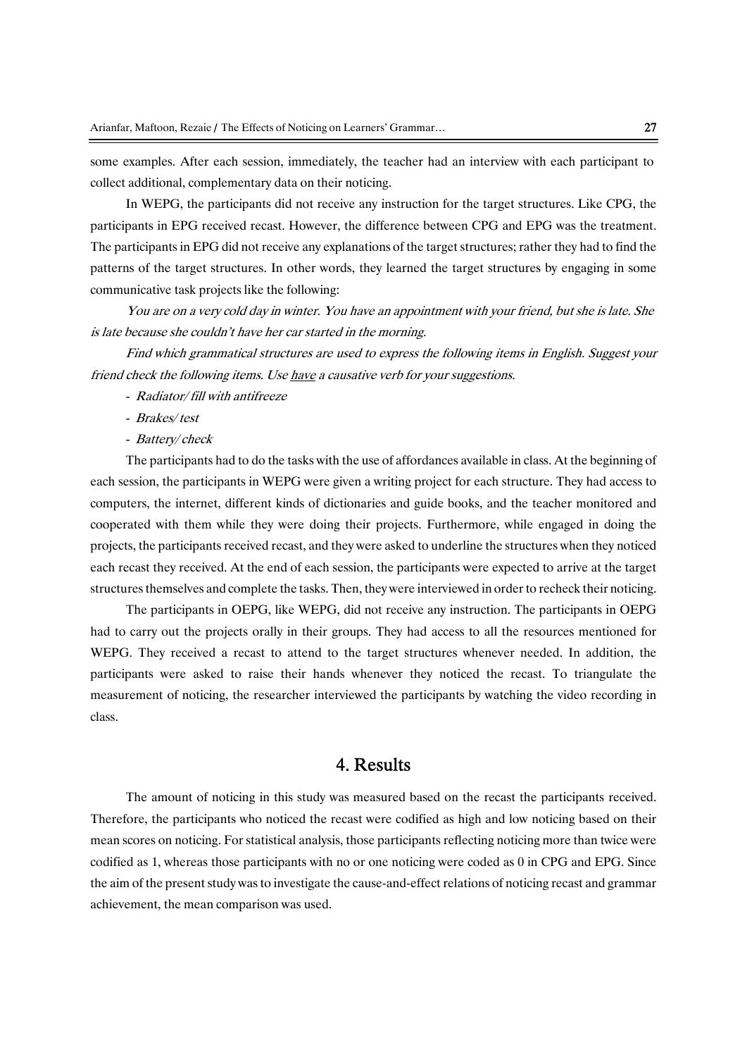some examples. After each session, immediately, the teacher had an interview with each participant to collect additional, complementary data on their noticing.

In WEPG, the participants did not receive any instruction for the target structures. Like CPG, the participants in EPG received recast. However, the difference between CPG and EPG was the treatment. The participants in EPG did not receive any explanations of the target structures; rather they had to find the patterns of the target structures. In other words, they learned the target structures by engaging in some communicative task projects like the following:

*You are on a very cold day in winter. You have an appointment with your friend, but she is late. She is late because she couldn't have her car started in the morning.*

*Find which grammatical structures are used to express the following items in English. Suggest your friend check the following items. Use <u>have</u> a causative verb for your suggestions.*

- *Radiator/ fill with antifreeze*
- *Brakes/ test*
- *Battery/ check*

The participants had to do the tasks with the use of affordances available in class. At the beginning of each session, the participants in WEPG were given a writing project for each structure. They had access to computers, the internet, different kinds of dictionaries and guide books, and the teacher monitored and cooperated with them while they were doing their projects. Furthermore, while engaged in doing the projects, the participants received recast, and they were asked to underline the structures when they noticed each recast they received. At the end of each session, the participants were expected to arrive at the target structures themselves and complete the tasks. Then, they were interviewed in order to recheck their noticing.

The participants in OEPG, like WEPG, did not receive any instruction. The participants in OEPG had to carry out the projects orally in their groups. They had access to all the resources mentioned for WEPG. They received a recast to attend to the target structures whenever needed. In addition, the participants were asked to raise their hands whenever they noticed the recast. To triangulate the measurement of noticing, the researcher interviewed the participants by watching the video recording in class.

## 4. Results

The amount of noticing in this study was measured based on the recast the participants received. Therefore, the participants who noticed the recast were codified as high and low noticing based on their mean scores on noticing. For statistical analysis, those participants reflecting noticing more than twice were codified as 1, whereas those participants with no or one noticing were coded as 0 in CPG and EPG. Since the aim of the present study was to investigate the cause-and-effect relations of noticing recast and grammar achievement, the mean comparison was used.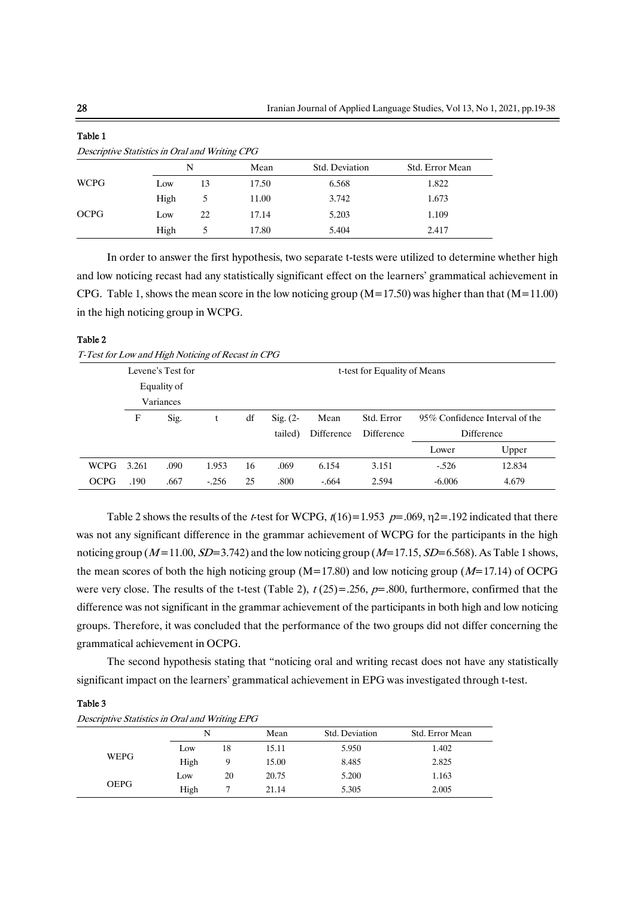**Table 1**

*Descriptive Statistics in Oral and Writing CPG*

| | N | | Mean | Std. Deviation | Std. Error Mean |
|---|---|---|---|---|---|
| WCPG | Low | 13 | 17.50 | 6.568 | 1.822 |
| | High | 5 | 11.00 | 3.742 | 1.673 |
| OCPG | Low | 22 | 17.14 | 5.203 | 1.109 |
| | High | 5 | 17.80 | 5.404 | 2.417 |

In order to answer the first hypothesis, two separate t-tests were utilized to determine whether high and low noticing recast had any statistically significant effect on the learners' grammatical achievement in CPG. Table 1, shows the mean score in the low noticing group (M=17.50) was higher than that (M=11.00) in the high noticing group in WCPG.

**Table 2**

*T-Test for Low and High Noticing of Recast in CPG*

| | Levene's Test for Equality of Variances | | t-test for Equality of Means | | | | | | |
|---|---|---|---|---|---|---|---|---|---|
| | F | Sig. | t | df | Sig. (2-tailed) | Mean Difference | Std. Error Difference | 95% Confidence Interval of the Difference | |
| | | | | | | | | Lower | Upper |
| WCPG | 3.261 | .090 | 1.953 | 16 | .069 | 6.154 | 3.151 | -.526 | 12.834 |
| OCPG | .190 | .667 | -.256 | 25 | .800 | -.664 | 2.594 | -6.006 | 4.679 |

Table 2 shows the results of the *t*-test for WCPG, $t(16)=1.953$ $p=.069$, $\eta 2=.192$ indicated that there was not any significant difference in the grammar achievement of WCPG for the participants in the high noticing group ($M=11.00$, $SD=3.742$) and the low noticing group ($M=17.15$, $SD=6.568$). As Table 1 shows, the mean scores of both the high noticing group (M=17.80) and low noticing group ($M=17.14$) of OCPG were very close. The results of the t-test (Table 2), $t\,(25)=.256$, $p=.800$, furthermore, confirmed that the difference was not significant in the grammar achievement of the participants in both high and low noticing groups. Therefore, it was concluded that the performance of the two groups did not differ concerning the grammatical achievement in OCPG.

The second hypothesis stating that "noticing oral and writing recast does not have any statistically significant impact on the learners' grammatical achievement in EPG was investigated through t-test.

**Table 3**

*Descriptive Statistics in Oral and Writing EPG*

| | N | | Mean | Std. Deviation | Std. Error Mean |
|---|---|---|---|---|---|
| WEPG | Low | 18 | 15.11 | 5.950 | 1.402 |
| | High | 9 | 15.00 | 8.485 | 2.825 |
| OEPG | Low | 20 | 20.75 | 5.200 | 1.163 |
| | High | 7 | 21.14 | 5.305 | 2.005 |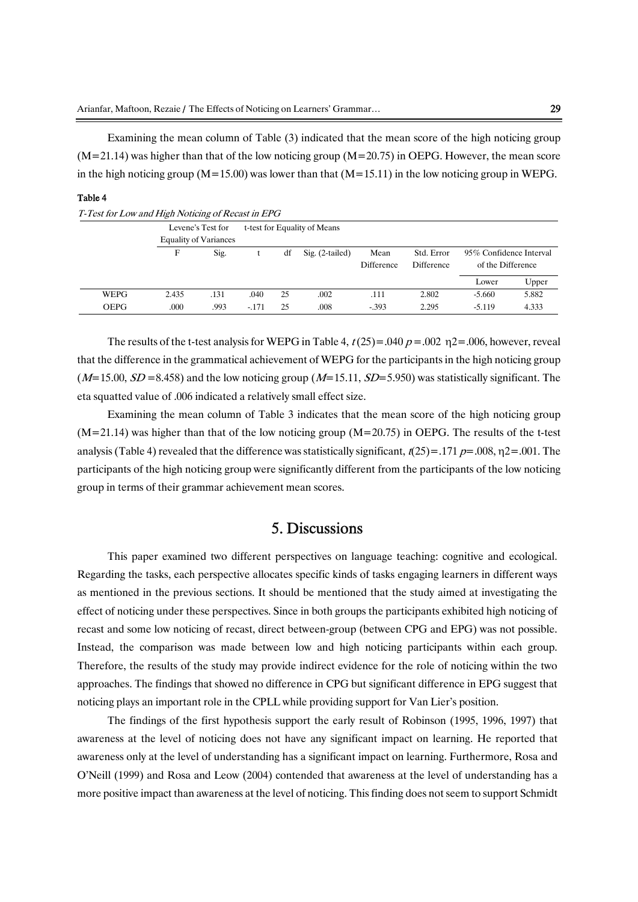Examining the mean column of Table (3) indicated that the mean score of the high noticing group (M=21.14) was higher than that of the low noticing group (M=20.75) in OEPG. However, the mean score in the high noticing group (M=15.00) was lower than that (M=15.11) in the low noticing group in WEPG.

**Table 4**

*T-Test for Low and High Noticing of Recast in EPG*

| | Levene's Test for Equality of Variances | | t-test for Equality of Means | | | | | | |
|---|---|---|---|---|---|---|---|---|---|
| | F | Sig. | t | df | Sig. (2-tailed) | Mean Difference | Std. Error Difference | 95% Confidence Interval of the Difference | |
| | | | | | | | | Lower | Upper |
| WEPG | 2.435 | .131 | .040 | 25 | .002 | .111 | 2.802 | -5.660 | 5.882 |
| OEPG | .000 | .993 | -.171 | 25 | .008 | -.393 | 2.295 | -5.119 | 4.333 |

The results of the t-test analysis for WEPG in Table 4, $t(25)=.040$ $p=.002$ $\eta2=.006$, however, reveal that the difference in the grammatical achievement of WEPG for the participants in the high noticing group ($M$=15.00, $SD$=8.458) and the low noticing group ($M$=15.11, $SD$=5.950) was statistically significant. The eta squatted value of .006 indicated a relatively small effect size.

Examining the mean column of Table 3 indicates that the mean score of the high noticing group (M=21.14) was higher than that of the low noticing group (M=20.75) in OEPG. The results of the t-test analysis (Table 4) revealed that the difference was statistically significant, $t(25)=.171$ $p$=.008, $\eta2$=.001. The participants of the high noticing group were significantly different from the participants of the low noticing group in terms of their grammar achievement mean scores.

## 5. Discussions

This paper examined two different perspectives on language teaching: cognitive and ecological. Regarding the tasks, each perspective allocates specific kinds of tasks engaging learners in different ways as mentioned in the previous sections. It should be mentioned that the study aimed at investigating the effect of noticing under these perspectives. Since in both groups the participants exhibited high noticing of recast and some low noticing of recast, direct between-group (between CPG and EPG) was not possible. Instead, the comparison was made between low and high noticing participants within each group. Therefore, the results of the study may provide indirect evidence for the role of noticing within the two approaches. The findings that showed no difference in CPG but significant difference in EPG suggest that noticing plays an important role in the CPLL while providing support for Van Lier's position.

The findings of the first hypothesis support the early result of Robinson (1995, 1996, 1997) that awareness at the level of noticing does not have any significant impact on learning. He reported that awareness only at the level of understanding has a significant impact on learning. Furthermore, Rosa and O'Neill (1999) and Rosa and Leow (2004) contended that awareness at the level of understanding has a more positive impact than awareness at the level of noticing. This finding does not seem to support Schmidt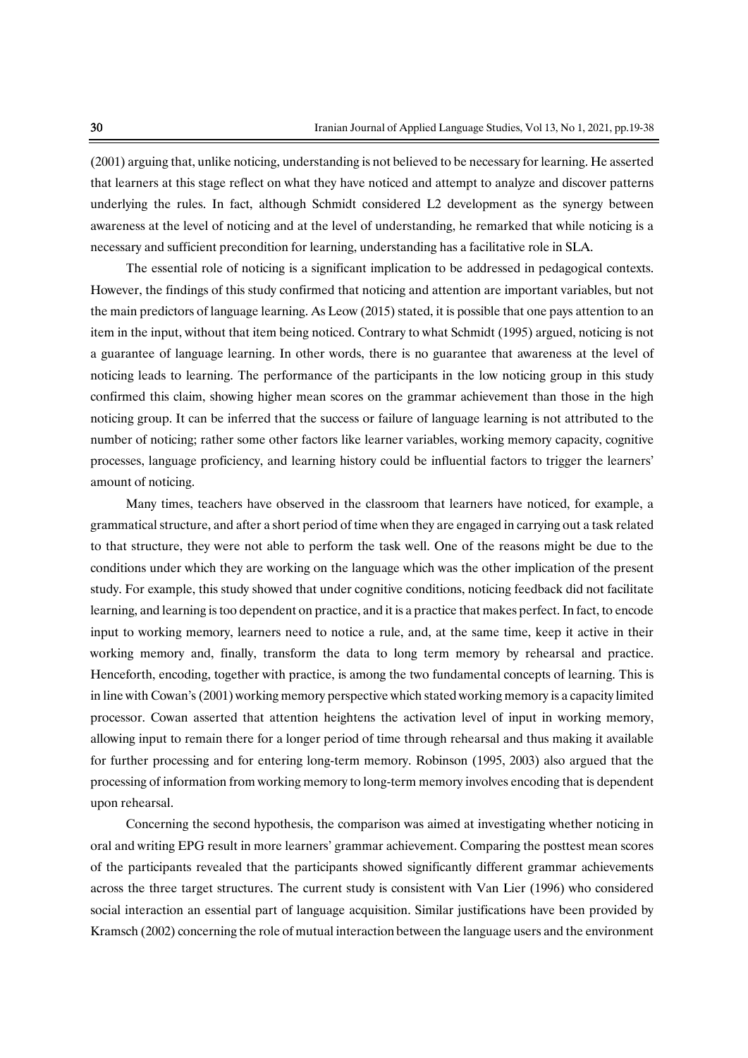(2001) arguing that, unlike noticing, understanding is not believed to be necessary for learning. He asserted that learners at this stage reflect on what they have noticed and attempt to analyze and discover patterns underlying the rules. In fact, although Schmidt considered L2 development as the synergy between awareness at the level of noticing and at the level of understanding, he remarked that while noticing is a necessary and sufficient precondition for learning, understanding has a facilitative role in SLA.

The essential role of noticing is a significant implication to be addressed in pedagogical contexts. However, the findings of this study confirmed that noticing and attention are important variables, but not the main predictors of language learning. As Leow (2015) stated, it is possible that one pays attention to an item in the input, without that item being noticed. Contrary to what Schmidt (1995) argued, noticing is not a guarantee of language learning. In other words, there is no guarantee that awareness at the level of noticing leads to learning. The performance of the participants in the low noticing group in this study confirmed this claim, showing higher mean scores on the grammar achievement than those in the high noticing group. It can be inferred that the success or failure of language learning is not attributed to the number of noticing; rather some other factors like learner variables, working memory capacity, cognitive processes, language proficiency, and learning history could be influential factors to trigger the learners' amount of noticing.

Many times, teachers have observed in the classroom that learners have noticed, for example, a grammatical structure, and after a short period of time when they are engaged in carrying out a task related to that structure, they were not able to perform the task well. One of the reasons might be due to the conditions under which they are working on the language which was the other implication of the present study. For example, this study showed that under cognitive conditions, noticing feedback did not facilitate learning, and learning is too dependent on practice, and it is a practice that makes perfect. In fact, to encode input to working memory, learners need to notice a rule, and, at the same time, keep it active in their working memory and, finally, transform the data to long term memory by rehearsal and practice. Henceforth, encoding, together with practice, is among the two fundamental concepts of learning. This is in line with Cowan's (2001) working memory perspective which stated working memory is a capacity limited processor. Cowan asserted that attention heightens the activation level of input in working memory, allowing input to remain there for a longer period of time through rehearsal and thus making it available for further processing and for entering long-term memory. Robinson (1995, 2003) also argued that the processing of information from working memory to long-term memory involves encoding that is dependent upon rehearsal.

Concerning the second hypothesis, the comparison was aimed at investigating whether noticing in oral and writing EPG result in more learners' grammar achievement. Comparing the posttest mean scores of the participants revealed that the participants showed significantly different grammar achievements across the three target structures. The current study is consistent with Van Lier (1996) who considered social interaction an essential part of language acquisition. Similar justifications have been provided by Kramsch (2002) concerning the role of mutual interaction between the language users and the environment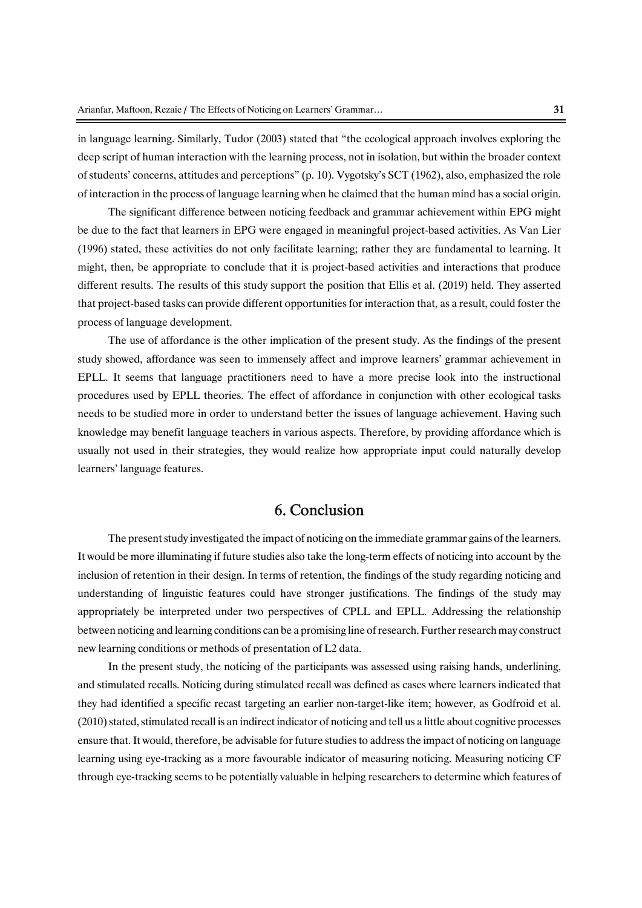in language learning. Similarly, Tudor (2003) stated that "the ecological approach involves exploring the deep script of human interaction with the learning process, not in isolation, but within the broader context of students' concerns, attitudes and perceptions" (p. 10). Vygotsky's SCT (1962), also, emphasized the role of interaction in the process of language learning when he claimed that the human mind has a social origin.

The significant difference between noticing feedback and grammar achievement within EPG might be due to the fact that learners in EPG were engaged in meaningful project-based activities. As Van Lier (1996) stated, these activities do not only facilitate learning; rather they are fundamental to learning. It might, then, be appropriate to conclude that it is project-based activities and interactions that produce different results. The results of this study support the position that Ellis et al. (2019) held. They asserted that project-based tasks can provide different opportunities for interaction that, as a result, could foster the process of language development.

The use of affordance is the other implication of the present study. As the findings of the present study showed, affordance was seen to immensely affect and improve learners' grammar achievement in EPLL. It seems that language practitioners need to have a more precise look into the instructional procedures used by EPLL theories. The effect of affordance in conjunction with other ecological tasks needs to be studied more in order to understand better the issues of language achievement. Having such knowledge may benefit language teachers in various aspects. Therefore, by providing affordance which is usually not used in their strategies, they would realize how appropriate input could naturally develop learners' language features.

## 6. Conclusion

The present study investigated the impact of noticing on the immediate grammar gains of the learners. It would be more illuminating if future studies also take the long-term effects of noticing into account by the inclusion of retention in their design. In terms of retention, the findings of the study regarding noticing and understanding of linguistic features could have stronger justifications. The findings of the study may appropriately be interpreted under two perspectives of CPLL and EPLL. Addressing the relationship between noticing and learning conditions can be a promising line of research. Further research may construct new learning conditions or methods of presentation of L2 data.

In the present study, the noticing of the participants was assessed using raising hands, underlining, and stimulated recalls. Noticing during stimulated recall was defined as cases where learners indicated that they had identified a specific recast targeting an earlier non-target-like item; however, as Godfroid et al. (2010) stated, stimulated recall is an indirect indicator of noticing and tell us a little about cognitive processes ensure that. It would, therefore, be advisable for future studies to address the impact of noticing on language learning using eye-tracking as a more favourable indicator of measuring noticing. Measuring noticing CF through eye-tracking seems to be potentially valuable in helping researchers to determine which features of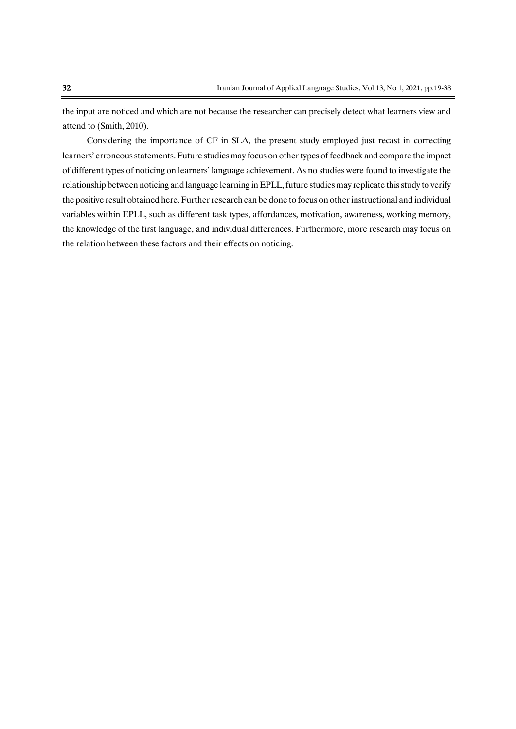the input are noticed and which are not because the researcher can precisely detect what learners view and attend to (Smith, 2010).

Considering the importance of CF in SLA, the present study employed just recast in correcting learners' erroneous statements. Future studies may focus on other types of feedback and compare the impact of different types of noticing on learners' language achievement. As no studies were found to investigate the relationship between noticing and language learning in EPLL, future studies may replicate this study to verify the positive result obtained here. Further research can be done to focus on other instructional and individual variables within EPLL, such as different task types, affordances, motivation, awareness, working memory, the knowledge of the first language, and individual differences. Furthermore, more research may focus on the relation between these factors and their effects on noticing.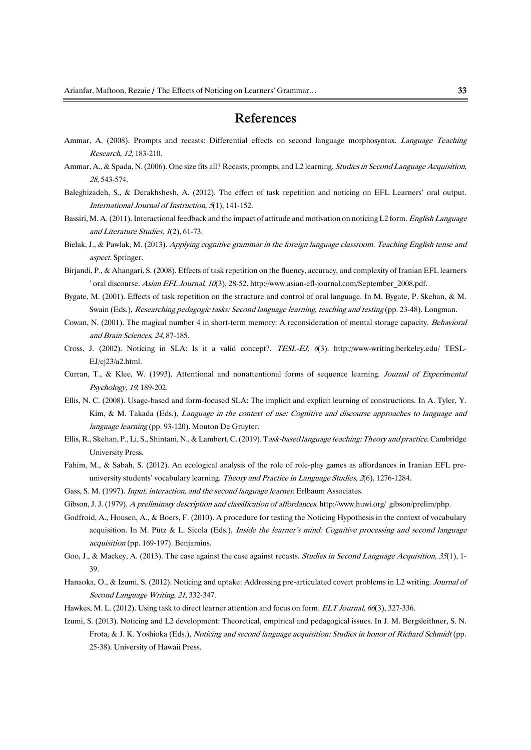# References

Ammar, A. (2008). Prompts and recasts: Differential effects on second language morphosyntax. *Language Teaching Research, 12*, 183-210.

Ammar, A., & Spada, N. (2006). One size fits all? Recasts, prompts, and L2 learning. *Studies in Second Language Acquisition, 28*, 543-574.

Baleghizadeh, S., & Derakhshesh, A. (2012). The effect of task repetition and noticing on EFL Learners' oral output. *International Journal of Instruction, 5*(1), 141-152.

Bassiri, M. A. (2011). Interactional feedback and the impact of attitude and motivation on noticing L2 form. *English Language and Literature Studies, 1*(2), 61-73.

Bielak, J., & Pawlak, M. (2013). *Applying cognitive grammar in the foreign language classroom. Teaching English tense and aspect.* Springer.

Birjandi, P., & Ahangari, S. (2008). Effects of task repetition on the fluency, accuracy, and complexity of Iranian EFL learners ' oral discourse. *Asian EFL Journal, 10*(3), 28-52. http://www.asian-efl-journal.com/September_2008.pdf.

Bygate, M. (2001). Effects of task repetition on the structure and control of oral language. In M. Bygate, P. Skehan, & M. Swain (Eds.), *Researching pedagogic tasks: Second language learning, teaching and testing* (pp. 23-48). Longman.

Cowan, N. (2001). The magical number 4 in short-term memory: A reconsideration of mental storage capacity. *Behavioral and Brain Sciences, 24*, 87-185.

Cross, J. (2002). Noticing in SLA: Is it a valid concept?. *TESL-EJ, 6*(3). http://www-writing.berkeley.edu/ TESL-EJ/ej23/a2.html.

Curran, T., & Klee, W. (1993). Attentional and nonattentional forms of sequence learning. *Journal of Experimental Psychology, 19*, 189-202.

Ellis, N. C. (2008). Usage-based and form-focused SLA: The implicit and explicit learning of constructions. In A. Tyler, Y. Kim, & M. Takada (Eds.), *Language in the context of use: Cognitive and discourse approaches to language and language learning* (pp. 93-120). Mouton De Gruyter.

Ellis, R., Skehan, P., Li, S., Shintani, N., & Lambert, C. (2019). T*ask-based language teaching: Theory and practice*. Cambridge University Press.

Fahim, M., & Sabah, S. (2012). An ecological analysis of the role of role-play games as affordances in Iranian EFL pre-university students' vocabulary learning. *Theory and Practice in Language Studies, 2*(6), 1276-1284.

Gass, S. M. (1997). *Input, interaction, and the second language learner*. Erlbaum Associates.

Gibson, J. J. (1979). *A preliminary description and classification of affordances*. http://www.huwi.org/ gibson/prelim/php.

Godfroid, A., Housen, A., & Boers, F. (2010). A procedure for testing the Noticing Hypothesis in the context of vocabulary acquisition. In M. Pütz & L. Sicola (Eds.), *Inside the learner's mind: Cognitive processing and second language acquisition* (pp. 169-197). Benjamins.

Goo, J., & Mackey, A. (2013). The case against the case against recasts. *Studies in Second Language Acquisition, 35*(1), 1-39.

Hanaoka, O., & Izumi, S. (2012). Noticing and uptake: Addressing pre-articulated covert problems in L2 writing. *Journal of Second Language Writing, 21*, 332-347.

Hawkes, M. L. (2012). Using task to direct learner attention and focus on form. *ELT Journal, 66*(3), 327-336.

Izumi, S. (2013). Noticing and L2 development: Theoretical, empirical and pedagogical issues. In J. M. Bergsleithner, S. N. Frota, & J. K. Yoshioka (Eds.), *Noticing and second language acquisition: Studies in honor of Richard Schmidt* (pp. 25-38). University of Hawaii Press.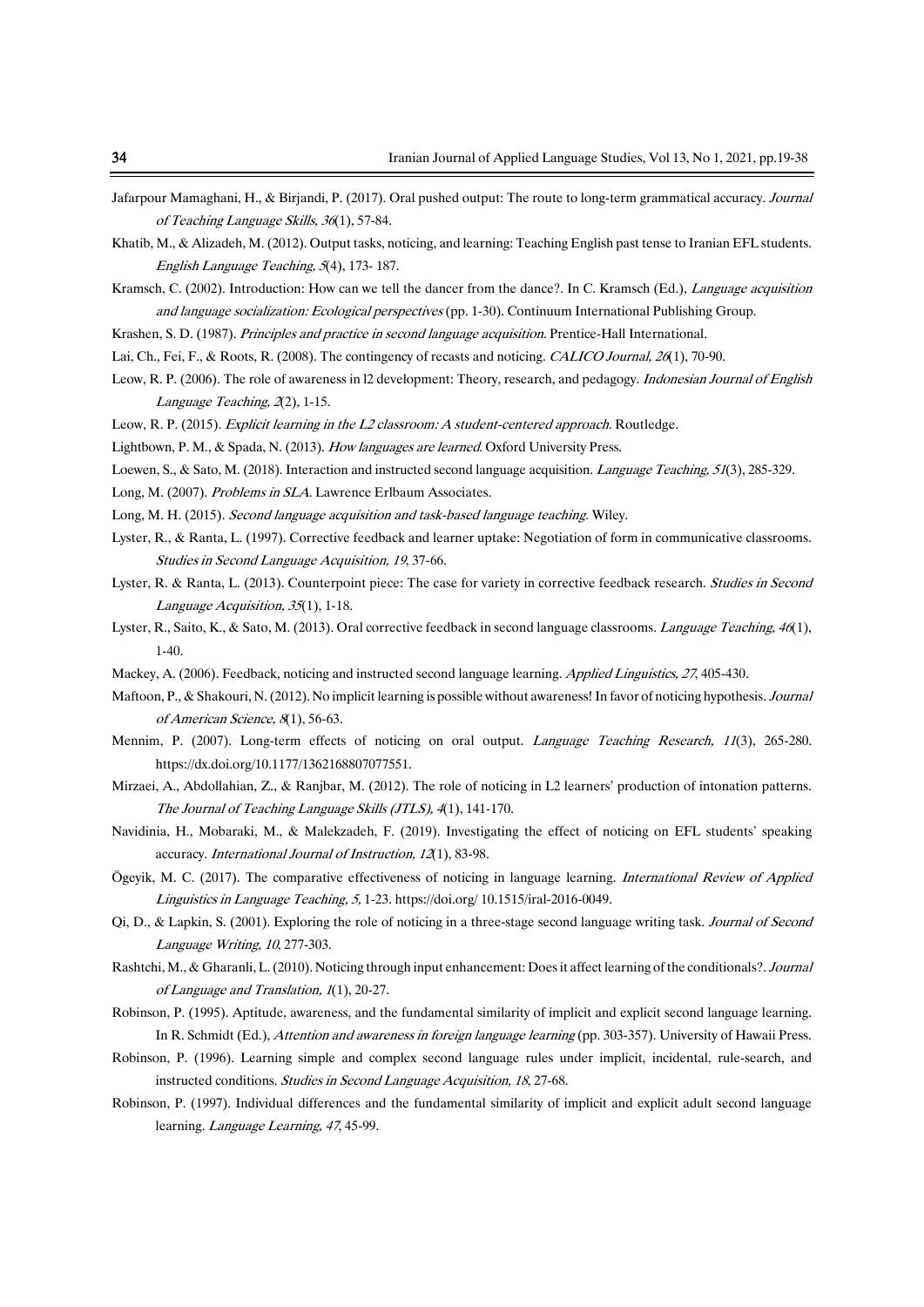Jafarpour Mamaghani, H., & Birjandi, P. (2017). Oral pushed output: The route to long-term grammatical accuracy. *Journal of Teaching Language Skills, 36*(1), 57-84.

Khatib, M., & Alizadeh, M. (2012). Output tasks, noticing, and learning: Teaching English past tense to Iranian EFL students. *English Language Teaching, 5*(4), 173- 187.

Kramsch, C. (2002). Introduction: How can we tell the dancer from the dance?. In C. Kramsch (Ed.), *Language acquisition and language socialization: Ecological perspectives* (pp. 1-30). Continuum International Publishing Group.

Krashen, S. D. (1987). *Principles and practice in second language acquisition*. Prentice-Hall International.

Lai, Ch., Fei, F., & Roots, R. (2008). The contingency of recasts and noticing. *CALICO Journal, 26*(1), 70-90.

Leow, R. P. (2006). The role of awareness in l2 development: Theory, research, and pedagogy. *Indonesian Journal of English Language Teaching, 2*(2), 1-15.

Leow, R. P. (2015). *Explicit learning in the L2 classroom: A student-centered approach*. Routledge.

Lightbown, P. M., & Spada, N. (2013). *How languages are learned*. Oxford University Press.

Loewen, S., & Sato, M. (2018). Interaction and instructed second language acquisition. *Language Teaching, 51*(3), 285-329.

Long, M. (2007). *Problems in SLA*. Lawrence Erlbaum Associates.

Long, M. H. (2015). *Second language acquisition and task-based language teaching*. Wiley.

Lyster, R., & Ranta, L. (1997). Corrective feedback and learner uptake: Negotiation of form in communicative classrooms. *Studies in Second Language Acquisition, 19*, 37-66.

Lyster, R. & Ranta, L. (2013). Counterpoint piece: The case for variety in corrective feedback research. *Studies in Second Language Acquisition, 35*(1), 1-18.

Lyster, R., Saito, K., & Sato, M. (2013). Oral corrective feedback in second language classrooms. *Language Teaching, 46*(1), 1-40.

Mackey, A. (2006). Feedback, noticing and instructed second language learning. *Applied Linguistics, 27*, 405-430.

Maftoon, P., & Shakouri, N. (2012). No implicit learning is possible without awareness! In favor of noticing hypothesis. *Journal of American Science, 8*(1), 56-63.

Mennim, P. (2007). Long-term effects of noticing on oral output. *Language Teaching Research, 11*(3), 265-280. https://dx.doi.org/10.1177/1362168807077551.

Mirzaei, A., Abdollahian, Z., & Ranjbar, M. (2012). The role of noticing in L2 learners' production of intonation patterns. *The Journal of Teaching Language Skills (JTLS), 4*(1), 141-170.

Navidinia, H., Mobaraki, M., & Malekzadeh, F. (2019). Investigating the effect of noticing on EFL students' speaking accuracy. *International Journal of Instruction, 12*(1), 83-98.

Ögeyik, M. C. (2017). The comparative effectiveness of noticing in language learning. *International Review of Applied Linguistics in Language Teaching, 5*, 1-23. https://doi.org/ 10.1515/iral-2016-0049.

Qi, D., & Lapkin, S. (2001). Exploring the role of noticing in a three-stage second language writing task. *Journal of Second Language Writing, 10*, 277-303.

Rashtchi, M., & Gharanli, L. (2010). Noticing through input enhancement: Does it affect learning of the conditionals?. *Journal of Language and Translation, 1*(1), 20-27.

Robinson, P. (1995). Aptitude, awareness, and the fundamental similarity of implicit and explicit second language learning. In R. Schmidt (Ed.), *Attention and awareness in foreign language learning* (pp. 303-357). University of Hawaii Press.

Robinson, P. (1996). Learning simple and complex second language rules under implicit, incidental, rule-search, and instructed conditions. *Studies in Second Language Acquisition, 18*, 27-68.

Robinson, P. (1997). Individual differences and the fundamental similarity of implicit and explicit adult second language learning. *Language Learning, 47*, 45-99.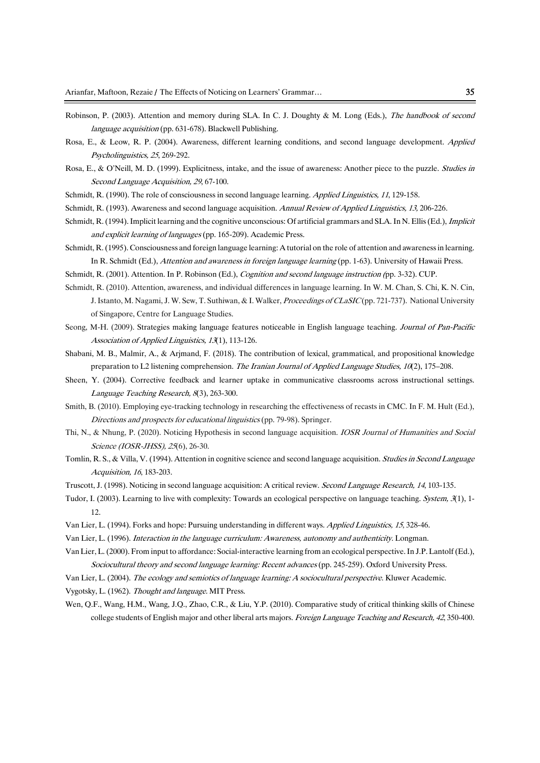Robinson, P. (2003). Attention and memory during SLA. In C. J. Doughty & M. Long (Eds.), *The handbook of second language acquisition* (pp. 631-678). Blackwell Publishing.

Rosa, E., & Leow, R. P. (2004). Awareness, different learning conditions, and second language development. *Applied Psycholinguistics, 25*, 269-292.

Rosa, E., & O'Neill, M. D. (1999). Explicitness, intake, and the issue of awareness: Another piece to the puzzle. *Studies in Second Language Acquisition, 29*, 67-100.

Schmidt, R. (1990). The role of consciousness in second language learning. *Applied Linguistics, 11*, 129-158.

Schmidt, R. (1993). Awareness and second language acquisition. *Annual Review of Applied Linguistics, 13*, 206-226.

Schmidt, R. (1994). Implicit learning and the cognitive unconscious: Of artificial grammars and SLA. In N. Ellis (Ed.), *Implicit and explicit learning of languages* (pp. 165-209). Academic Press.

Schmidt, R. (1995). Consciousness and foreign language learning: A tutorial on the role of attention and awareness in learning. In R. Schmidt (Ed.), *Attention and awareness in foreign language learning* (pp. 1-63). University of Hawaii Press.

Schmidt, R. (2001). Attention. In P. Robinson (Ed.), *Cognition and second language instruction (*pp. 3-32). CUP.

Schmidt, R. (2010). Attention, awareness, and individual differences in language learning. In W. M. Chan, S. Chi, K. N. Cin, J. Istanto, M. Nagami, J. W. Sew, T. Suthiwan, & I. Walker, *Proceedings of CLaSIC* (pp. 721-737). National University of Singapore, Centre for Language Studies.

Seong, M-H. (2009). Strategies making language features noticeable in English language teaching. *Journal of Pan-Pacific Association of Applied Linguistics, 13*(1), 113-126.

Shabani, M. B., Malmir, A., & Arjmand, F. (2018). The contribution of lexical, grammatical, and propositional knowledge preparation to L2 listening comprehension. *The Iranian Journal of Applied Language Studies, 10*(2), 175–208.

Sheen, Y. (2004). Corrective feedback and learner uptake in communicative classrooms across instructional settings. *Language Teaching Research, 8*(3), 263-300.

Smith, B. (2010). Employing eye-tracking technology in researching the effectiveness of recasts in CMC. In F. M. Hult (Ed.), *Directions and prospects for educational linguistics* (pp. 79-98). Springer.

Thi, N., & Nhung, P. (2020). Noticing Hypothesis in second language acquisition. *IOSR Journal of Humanities and Social Science (IOSR-JHSS), 25*(6), 26-30.

Tomlin, R. S., & Villa, V. (1994). Attention in cognitive science and second language acquisition. *Studies in Second Language Acquisition, 16*, 183-203.

Truscott, J. (1998). Noticing in second language acquisition: A critical review. *Second Language Research, 14*, 103-135.

Tudor, I. (2003). Learning to live with complexity: Towards an ecological perspective on language teaching. *System, 3*(1), 1-12.

Van Lier, L. (1994). Forks and hope: Pursuing understanding in different ways. *Applied Linguistics, 15*, 328-46.

Van Lier, L. (1996). *Interaction in the language curriculum: Awareness, autonomy and authenticity.* Longman.

Van Lier, L. (2000). From input to affordance: Social-interactive learning from an ecological perspective. In J.P. Lantolf (Ed.), *Sociocultural theory and second language learning: Recent advances* (pp. 245-259). Oxford University Press.

Van Lier, L. (2004). *The ecology and semiotics of language learning: A sociocultural perspective*. Kluwer Academic.

Vygotsky, L. (1962). *Thought and language*. MIT Press.

Wen, Q.F., Wang, H.M., Wang, J.Q., Zhao, C.R., & Liu, Y.P. (2010). Comparative study of critical thinking skills of Chinese college students of English major and other liberal arts majors. *Foreign Language Teaching and Research, 42*, 350-400.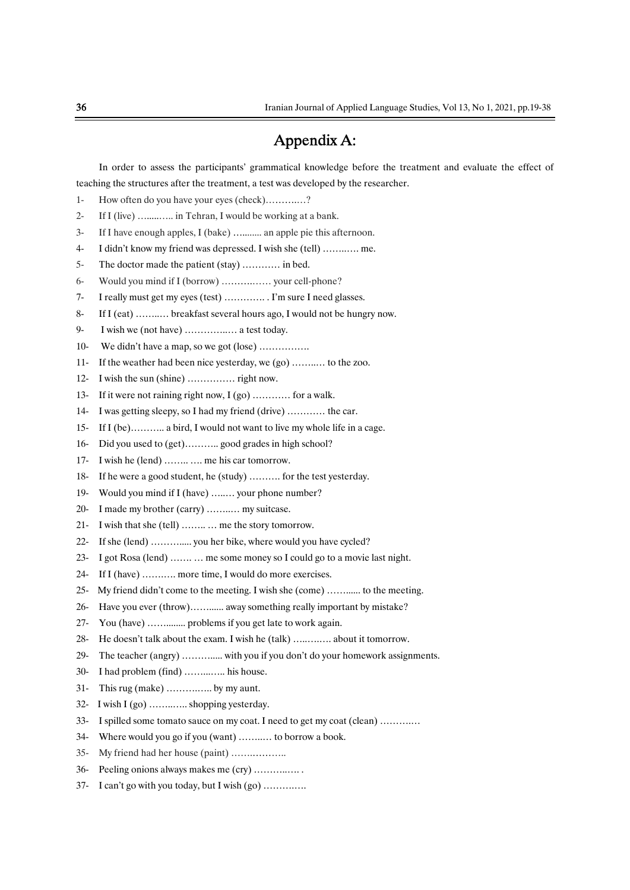## Appendix A:

In order to assess the participants' grammatical knowledge before the treatment and evaluate the effect of teaching the structures after the treatment, a test was developed by the researcher.

1- How often do you have your eyes (check)………..?

2- If I (live) ……..….. in Tehran, I would be working at a bank.

3- If I have enough apples, I (bake) …....…. an apple pie this afternoon.

4- I didn't know my friend was depressed. I wish she (tell) ……..…. me.

5- The doctor made the patient (stay) ………… in bed.

6- Would you mind if I (borrow) ………..…. your cell-phone?

7- I really must get my eyes (test) …………. . I'm sure I need glasses.

8- If I (eat) ……..…. breakfast several hours ago, I would not be hungry now.

9- I wish we (not have) …………..…. a test today.

10- We didn't have a map, so we got (lose) …………….

11- If the weather had been nice yesterday, we (go) ……..…. to the zoo.

12- I wish the sun (shine) …………… right now.

13- If it were not raining right now, I (go) ………… for a walk.

14- I was getting sleepy, so I had my friend (drive) ………… the car.

15- If I (be)……….. a bird, I would not want to live my whole life in a cage.

16- Did you used to (get)……….. good grades in high school?

17- I wish he (lend) …….. …. me his car tomorrow.

18- If he were a good student, he (study) ………. for the test yesterday.

19- Would you mind if I (have) ….…. your phone number?

20- I made my brother (carry) ……..…. my suitcase.

21- I wish that she (tell) …….. … me the story tomorrow.

22- If she (lend) ………..... you her bike, where would you have cycled?

23- I got Rosa (lend) ……. … me some money so I could go to a movie last night.

24- If I (have) ………. more time, I would do more exercises.

25- My friend didn't come to the meeting. I wish she (come) ……...... to the meeting.

26- Have you ever (throw)……...... away something really important by mistake?

27- You (have) ……....... problems if you get late to work again.

28- He doesn't talk about the exam. I wish he (talk) ….….…. about it tomorrow.

29- The teacher (angry) ………..... with you if you don't do your homework assignments.

30- I had problem (find) ……...….. his house.

31- This rug (make) …………..by my aunt.

32- I wish I (go) ……..….. shopping yesterday.

33- I spilled some tomato sauce on my coat. I need to get my coat (clean) ………..…

34- Where would you go if you (want) ……..…. to borrow a book.

35- My friend had her house (paint) ……..………..

36- Peeling onions always makes me (cry) ………..…. .

37- I can't go with you today, but I wish (go) ………….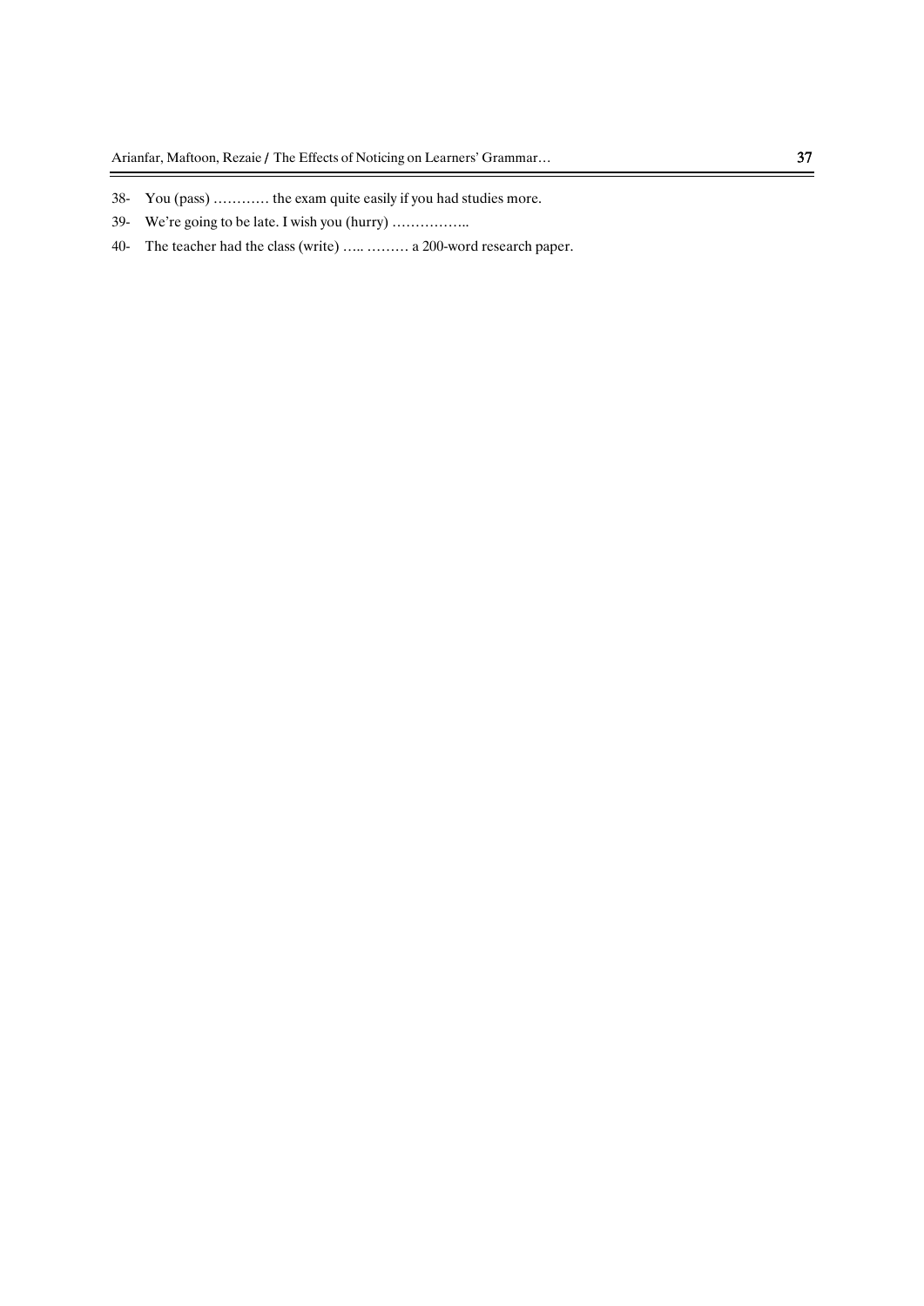38- You (pass) ………… the exam quite easily if you had studies more.

39- We're going to be late. I wish you (hurry) ……………..

40- The teacher had the class (write) ….. ……… a 200-word research paper.